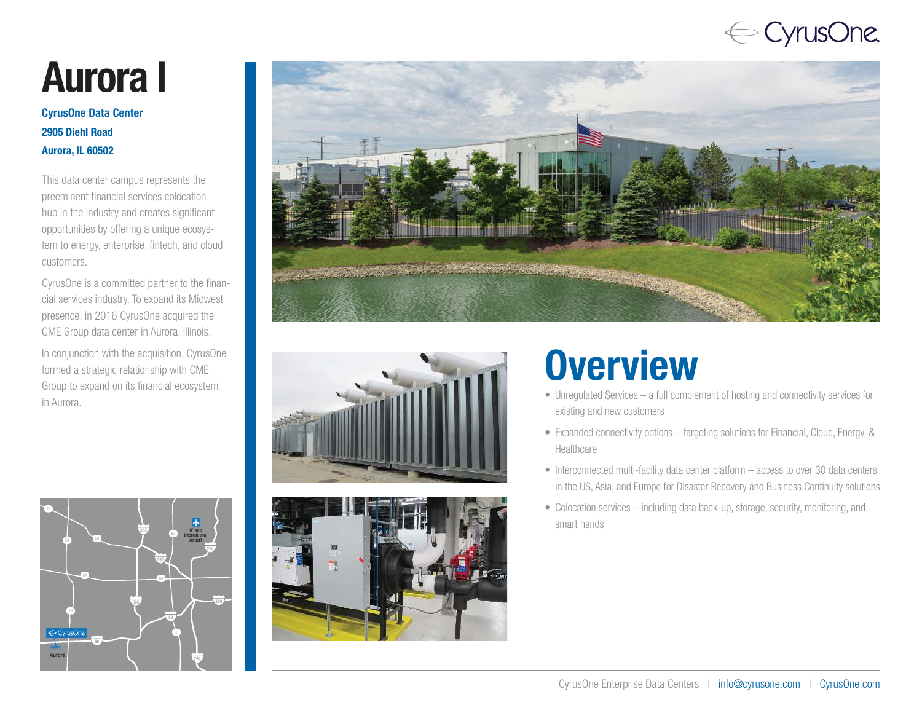# Aurora I

**CyrusOne Data Center**
**2905 Diehl Road**
**Aurora, IL 60502**

This data center campus represents the preeminent financial services colocation hub in the industry and creates significant opportunities by offering a unique ecosystem to energy, enterprise, fintech, and cloud customers.

CyrusOne is a committed partner to the financial services industry. To expand its Midwest presence, in 2016 CyrusOne acquired the CME Group data center in Aurora, Illinois.

In conjunction with the acquisition, CyrusOne formed a strategic relationship with CME Group to expand on its financial ecosystem in Aurora.

## Overview

- Unregulated Services – a full complement of hosting and connectivity services for existing and new customers
- Expanded connectivity options – targeting solutions for Financial, Cloud, Energy, & Healthcare
- Interconnected multi-facility data center platform – access to over 30 data centers in the US, Asia, and Europe for Disaster Recovery and Business Continuity solutions
- Colocation services – including data back-up, storage, security, monitoring, and smart hands

CyrusOne Enterprise Data Centers | info@cyrusone.com | CyrusOne.com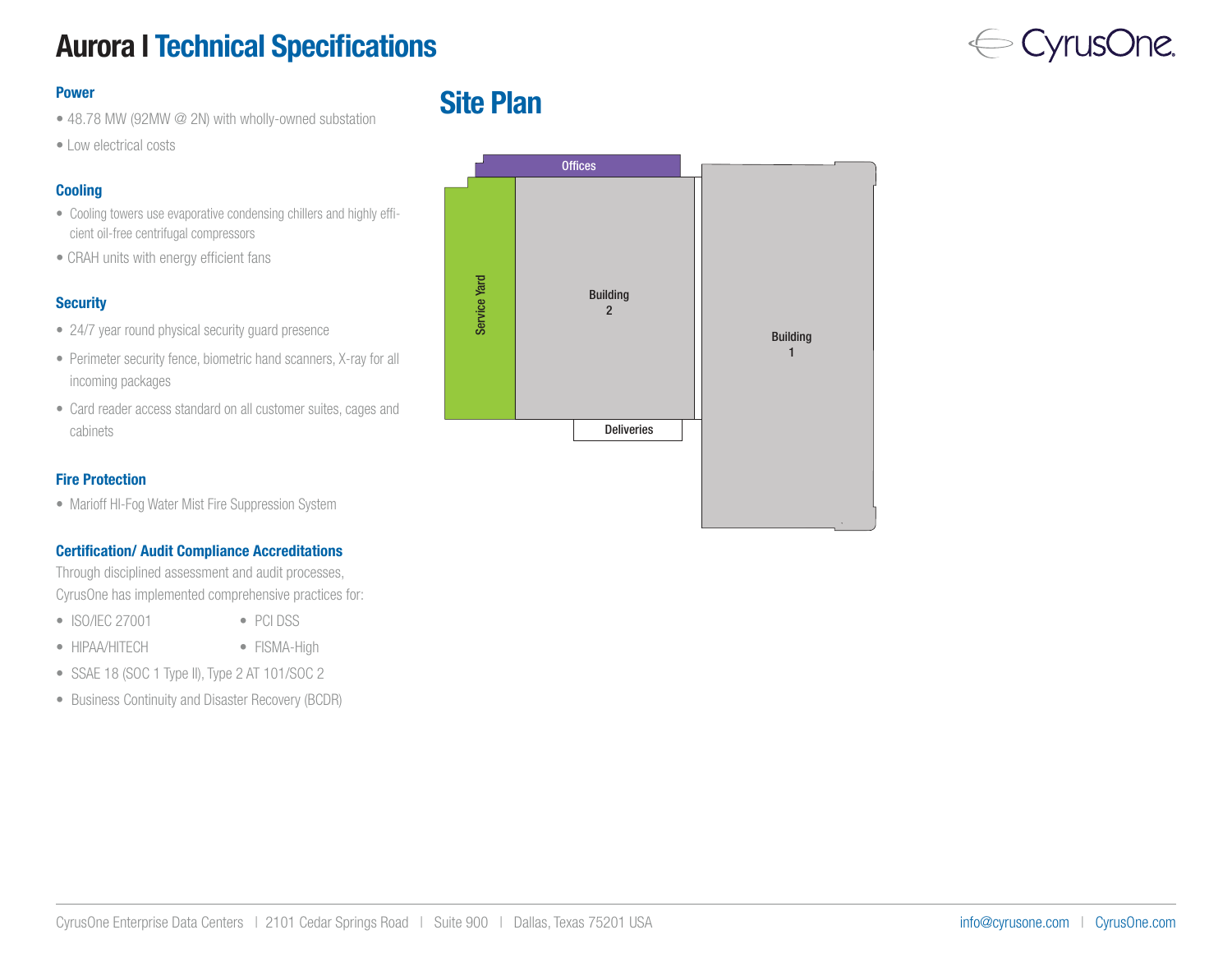# Aurora I Technical Specifications

## Power

- 48.78 MW (92MW @ 2N) with wholly-owned substation
- Low electrical costs

## Cooling

- Cooling towers use evaporative condensing chillers and highly efficient oil-free centrifugal compressors
- CRAH units with energy efficient fans

## Security

- 24/7 year round physical security guard presence
- Perimeter security fence, biometric hand scanners, X-ray for all incoming packages
- Card reader access standard on all customer suites, cages and cabinets

## Fire Protection

- Marioff HI-Fog Water Mist Fire Suppression System

## Certification/ Audit Compliance Accreditations

Through disciplined assessment and audit processes, CyrusOne has implemented comprehensive practices for:

- ISO/IEC 27001
- PCI DSS
- HIPAA/HITECH
- FISMA-High
- SSAE 18 (SOC 1 Type II), Type 2 AT 101/SOC 2
- Business Continuity and Disaster Recovery (BCDR)

## Site Plan

Offices

Service Yard

Building 2

Building 1

Deliveries

CyrusOne Enterprise Data Centers | 2101 Cedar Springs Road | Suite 900 | Dallas, Texas 75201 USA

info@cyrusone.com | CyrusOne.com